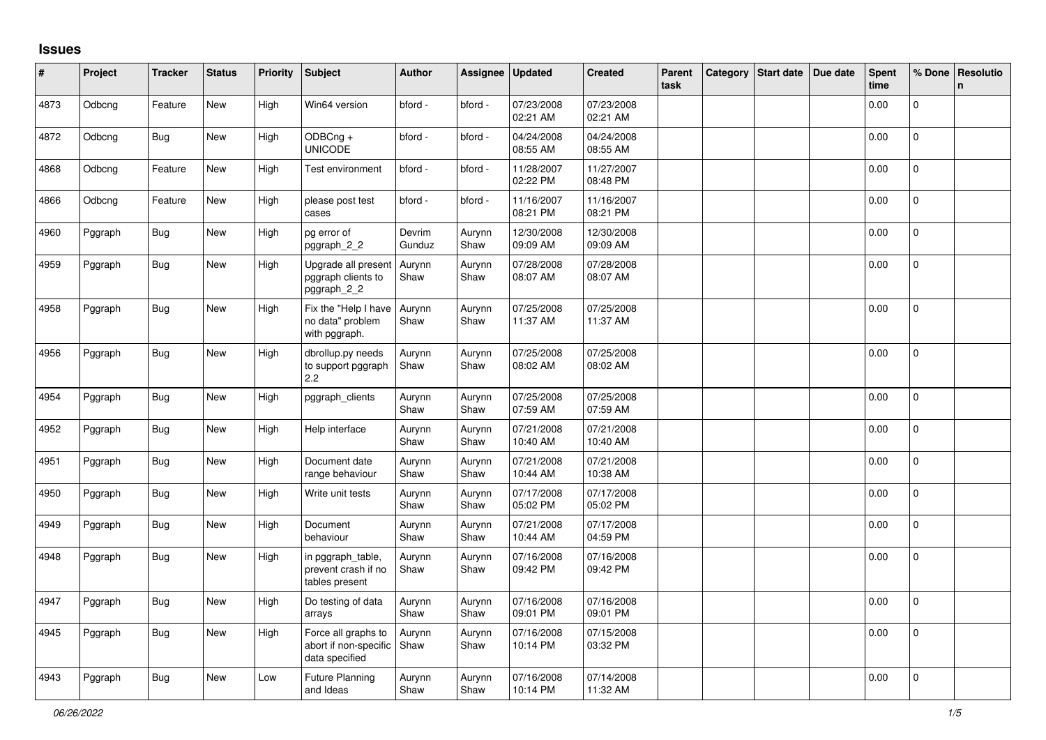# Issues

| # | Project | Tracker | Status | Priority | Subject | Author | Assignee | Updated | Created | Parent task | Category | Start date | Due date | Spent time | % Done | Resolution |
|---|---|---|---|---|---|---|---|---|---|---|---|---|---|---|---|---|
| 4873 | Odbcng | Feature | New | High | Win64 version | bford - | bford - | 07/23/2008 02:21 AM | 07/23/2008 02:21 AM | | | | | 0.00 | 0 | |
| 4872 | Odbcng | Bug | New | High | ODBCng + UNICODE | bford - | bford - | 04/24/2008 08:55 AM | 04/24/2008 08:55 AM | | | | | 0.00 | 0 | |
| 4868 | Odbcng | Feature | New | High | Test environment | bford - | bford - | 11/28/2007 02:22 PM | 11/27/2007 08:48 PM | | | | | 0.00 | 0 | |
| 4866 | Odbcng | Feature | New | High | please post test cases | bford - | bford - | 11/16/2007 08:21 PM | 11/16/2007 08:21 PM | | | | | 0.00 | 0 | |
| 4960 | Pggraph | Bug | New | High | pg error of pggraph_2_2 | Devrim Gunduz | Aurynn Shaw | 12/30/2008 09:09 AM | 12/30/2008 09:09 AM | | | | | 0.00 | 0 | |
| 4959 | Pggraph | Bug | New | High | Upgrade all present pggraph clients to pggraph_2_2 | Aurynn Shaw | Aurynn Shaw | 07/28/2008 08:07 AM | 07/28/2008 08:07 AM | | | | | 0.00 | 0 | |
| 4958 | Pggraph | Bug | New | High | Fix the "Help I have no data" problem with pggraph. | Aurynn Shaw | Aurynn Shaw | 07/25/2008 11:37 AM | 07/25/2008 11:37 AM | | | | | 0.00 | 0 | |
| 4956 | Pggraph | Bug | New | High | dbrollup.py needs to support pggraph 2.2 | Aurynn Shaw | Aurynn Shaw | 07/25/2008 08:02 AM | 07/25/2008 08:02 AM | | | | | 0.00 | 0 | |
| 4954 | Pggraph | Bug | New | High | pggraph_clients | Aurynn Shaw | Aurynn Shaw | 07/25/2008 07:59 AM | 07/25/2008 07:59 AM | | | | | 0.00 | 0 | |
| 4952 | Pggraph | Bug | New | High | Help interface | Aurynn Shaw | Aurynn Shaw | 07/21/2008 10:40 AM | 07/21/2008 10:40 AM | | | | | 0.00 | 0 | |
| 4951 | Pggraph | Bug | New | High | Document date range behaviour | Aurynn Shaw | Aurynn Shaw | 07/21/2008 10:44 AM | 07/21/2008 10:38 AM | | | | | 0.00 | 0 | |
| 4950 | Pggraph | Bug | New | High | Write unit tests | Aurynn Shaw | Aurynn Shaw | 07/17/2008 05:02 PM | 07/17/2008 05:02 PM | | | | | 0.00 | 0 | |
| 4949 | Pggraph | Bug | New | High | Document behaviour | Aurynn Shaw | Aurynn Shaw | 07/21/2008 10:44 AM | 07/17/2008 04:59 PM | | | | | 0.00 | 0 | |
| 4948 | Pggraph | Bug | New | High | in pggraph_table, prevent crash if no tables present | Aurynn Shaw | Aurynn Shaw | 07/16/2008 09:42 PM | 07/16/2008 09:42 PM | | | | | 0.00 | 0 | |
| 4947 | Pggraph | Bug | New | High | Do testing of data arrays | Aurynn Shaw | Aurynn Shaw | 07/16/2008 09:01 PM | 07/16/2008 09:01 PM | | | | | 0.00 | 0 | |
| 4945 | Pggraph | Bug | New | High | Force all graphs to abort if non-specific data specified | Aurynn Shaw | Aurynn Shaw | 07/16/2008 10:14 PM | 07/15/2008 03:32 PM | | | | | 0.00 | 0 | |
| 4943 | Pggraph | Bug | New | Low | Future Planning and Ideas | Aurynn Shaw | Aurynn Shaw | 07/16/2008 10:14 PM | 07/14/2008 11:32 AM | | | | | 0.00 | 0 | |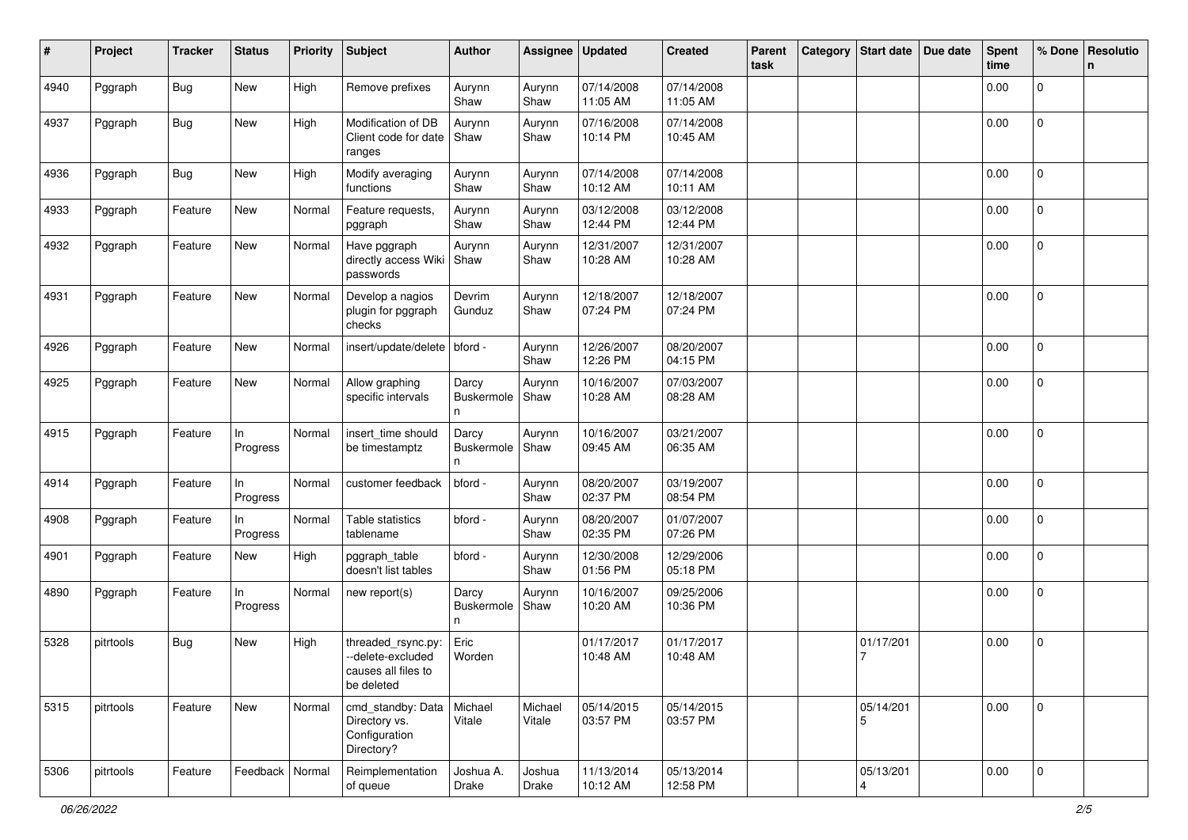| # | Project | Tracker | Status | Priority | Subject | Author | Assignee | Updated | Created | Parent task | Category | Start date | Due date | Spent time | % Done | Resolution |
|---|---|---|---|---|---|---|---|---|---|---|---|---|---|---|---|---|
| 4940 | Pggraph | Bug | New | High | Remove prefixes | Aurynn Shaw | Aurynn Shaw | 07/14/2008 11:05 AM | 07/14/2008 11:05 AM | | | | | 0.00 | 0 | |
| 4937 | Pggraph | Bug | New | High | Modification of DB Client code for date ranges | Aurynn Shaw | Aurynn Shaw | 07/16/2008 10:14 PM | 07/14/2008 10:45 AM | | | | | 0.00 | 0 | |
| 4936 | Pggraph | Bug | New | High | Modify averaging functions | Aurynn Shaw | Aurynn Shaw | 07/14/2008 10:12 AM | 07/14/2008 10:11 AM | | | | | 0.00 | 0 | |
| 4933 | Pggraph | Feature | New | Normal | Feature requests, pggraph | Aurynn Shaw | Aurynn Shaw | 03/12/2008 12:44 PM | 03/12/2008 12:44 PM | | | | | 0.00 | 0 | |
| 4932 | Pggraph | Feature | New | Normal | Have pggraph directly access Wiki passwords | Aurynn Shaw | Aurynn Shaw | 12/31/2007 10:28 AM | 12/31/2007 10:28 AM | | | | | 0.00 | 0 | |
| 4931 | Pggraph | Feature | New | Normal | Develop a nagios plugin for pggraph checks | Devrim Gunduz | Aurynn Shaw | 12/18/2007 07:24 PM | 12/18/2007 07:24 PM | | | | | 0.00 | 0 | |
| 4926 | Pggraph | Feature | New | Normal | insert/update/delete | bford - | Aurynn Shaw | 12/26/2007 12:26 PM | 08/20/2007 04:15 PM | | | | | 0.00 | 0 | |
| 4925 | Pggraph | Feature | New | Normal | Allow graphing specific intervals | Darcy Buskermolen | Aurynn Shaw | 10/16/2007 10:28 AM | 07/03/2007 08:28 AM | | | | | 0.00 | 0 | |
| 4915 | Pggraph | Feature | In Progress | Normal | insert_time should be timestamptz | Darcy Buskermolen | Aurynn Shaw | 10/16/2007 09:45 AM | 03/21/2007 06:35 AM | | | | | 0.00 | 0 | |
| 4914 | Pggraph | Feature | In Progress | Normal | customer feedback | bford - | Aurynn Shaw | 08/20/2007 02:37 PM | 03/19/2007 08:54 PM | | | | | 0.00 | 0 | |
| 4908 | Pggraph | Feature | In Progress | Normal | Table statistics tablename | bford - | Aurynn Shaw | 08/20/2007 02:35 PM | 01/07/2007 07:26 PM | | | | | 0.00 | 0 | |
| 4901 | Pggraph | Feature | New | High | pggraph_table doesn't list tables | bford - | Aurynn Shaw | 12/30/2008 01:56 PM | 12/29/2006 05:18 PM | | | | | 0.00 | 0 | |
| 4890 | Pggraph | Feature | In Progress | Normal | new report(s) | Darcy Buskermolen | Aurynn Shaw | 10/16/2007 10:20 AM | 09/25/2006 10:36 PM | | | | | 0.00 | 0 | |
| 5328 | pitrtools | Bug | New | High | threaded_rsync.py: --delete-excluded causes all files to be deleted | Eric Worden | | 01/17/2017 10:48 AM | 01/17/2017 10:48 AM | | | 01/17/2017 | | 0.00 | 0 | |
| 5315 | pitrtools | Feature | New | Normal | cmd_standby: Data Directory vs. Configuration Directory? | Michael Vitale | Michael Vitale | 05/14/2015 03:57 PM | 05/14/2015 03:57 PM | | | 05/14/2015 | | 0.00 | 0 | |
| 5306 | pitrtools | Feature | Feedback | Normal | Reimplementation of queue | Joshua A. Drake | Joshua Drake | 11/13/2014 10:12 AM | 05/13/2014 12:58 PM | | | 05/13/2014 | | 0.00 | 0 | |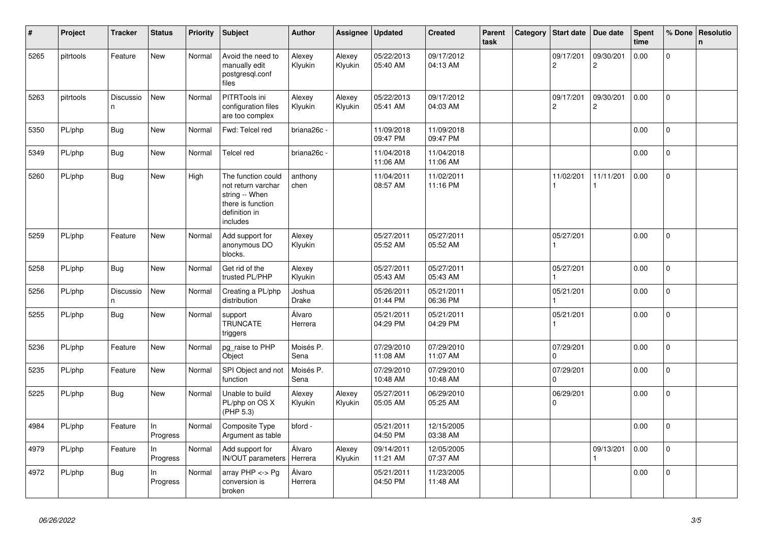| # | Project | Tracker | Status | Priority | Subject | Author | Assignee | Updated | Created | Parent task | Category | Start date | Due date | Spent time | % Done | Resolution |
|---|---|---|---|---|---|---|---|---|---|---|---|---|---|---|---|---|
| 5265 | pitrtools | Feature | New | Normal | Avoid the need to manually edit postgresql.conf files | Alexey Klyukin | Alexey Klyukin | 05/22/2013 05:40 AM | 09/17/2012 04:13 AM | | | 09/17/2012 | 09/30/2012 | 0.00 | 0 | |
| 5263 | pitrtools | Discussion | New | Normal | PITRTools ini configuration files are too complex | Alexey Klyukin | Alexey Klyukin | 05/22/2013 05:41 AM | 09/17/2012 04:03 AM | | | 09/17/2012 | 09/30/2012 | 0.00 | 0 | |
| 5350 | PL/php | Bug | New | Normal | Fwd: Telcel red | briana26c - | | 11/09/2018 09:47 PM | 11/09/2018 09:47 PM | | | | | 0.00 | 0 | |
| 5349 | PL/php | Bug | New | Normal | Telcel red | briana26c - | | 11/04/2018 11:06 AM | 11/04/2018 11:06 AM | | | | | 0.00 | 0 | |
| 5260 | PL/php | Bug | New | High | The function could not return varchar string -- When there is function definition in includes | anthony chen | | 11/04/2011 08:57 AM | 11/02/2011 11:16 PM | | | 11/02/2011 | 11/11/2011 | 0.00 | 0 | |
| 5259 | PL/php | Feature | New | Normal | Add support for anonymous DO blocks. | Alexey Klyukin | | 05/27/2011 05:52 AM | 05/27/2011 05:52 AM | | | 05/27/2011 | | 0.00 | 0 | |
| 5258 | PL/php | Bug | New | Normal | Get rid of the trusted PL/PHP | Alexey Klyukin | | 05/27/2011 05:43 AM | 05/27/2011 05:43 AM | | | 05/27/2011 | | 0.00 | 0 | |
| 5256 | PL/php | Discussion | New | Normal | Creating a PL/php distribution | Joshua Drake | | 05/26/2011 01:44 PM | 05/21/2011 06:36 PM | | | 05/21/2011 | | 0.00 | 0 | |
| 5255 | PL/php | Bug | New | Normal | support TRUNCATE triggers | Álvaro Herrera | | 05/21/2011 04:29 PM | 05/21/2011 04:29 PM | | | 05/21/2011 | | 0.00 | 0 | |
| 5236 | PL/php | Feature | New | Normal | pg_raise to PHP Object | Moisés P. Sena | | 07/29/2010 11:08 AM | 07/29/2010 11:07 AM | | | 07/29/2010 | | 0.00 | 0 | |
| 5235 | PL/php | Feature | New | Normal | SPI Object and not function | Moisés P. Sena | | 07/29/2010 10:48 AM | 07/29/2010 10:48 AM | | | 07/29/2010 | | 0.00 | 0 | |
| 5225 | PL/php | Bug | New | Normal | Unable to build PL/php on OS X (PHP 5.3) | Alexey Klyukin | Alexey Klyukin | 05/27/2011 05:05 AM | 06/29/2010 05:25 AM | | | 06/29/2010 | | 0.00 | 0 | |
| 4984 | PL/php | Feature | In Progress | Normal | Composite Type Argument as table | bford - | | 05/21/2011 04:50 PM | 12/15/2005 03:38 AM | | | | | 0.00 | 0 | |
| 4979 | PL/php | Feature | In Progress | Normal | Add support for IN/OUT parameters | Álvaro Herrera | Alexey Klyukin | 09/14/2011 11:21 AM | 12/05/2005 07:37 AM | | | | 09/13/2011 | 0.00 | 0 | |
| 4972 | PL/php | Bug | In Progress | Normal | array PHP <-> Pg conversion is broken | Álvaro Herrera | | 05/21/2011 04:50 PM | 11/23/2005 11:48 AM | | | | | 0.00 | 0 | |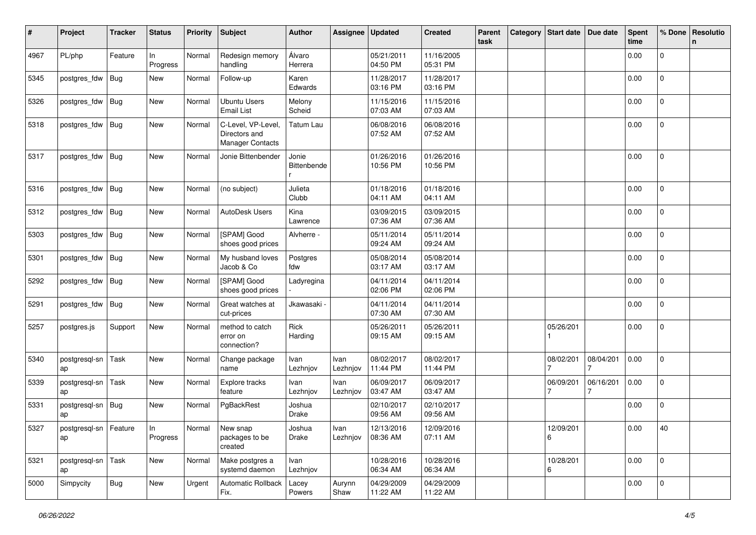| # | Project | Tracker | Status | Priority | Subject | Author | Assignee | Updated | Created | Parent task | Category | Start date | Due date | Spent time | % Done | Resolution |
|---|---|---|---|---|---|---|---|---|---|---|---|---|---|---|---|---|
| 4967 | PL/php | Feature | In Progress | Normal | Redesign memory handling | Álvaro Herrera | | 05/21/2011 04:50 PM | 11/16/2005 05:31 PM | | | | | 0.00 | 0 | |
| 5345 | postgres_fdw | Bug | New | Normal | Follow-up | Karen Edwards | | 11/28/2017 03:16 PM | 11/28/2017 03:16 PM | | | | | 0.00 | 0 | |
| 5326 | postgres_fdw | Bug | New | Normal | Ubuntu Users Email List | Melony Scheid | | 11/15/2016 07:03 AM | 11/15/2016 07:03 AM | | | | | 0.00 | 0 | |
| 5318 | postgres_fdw | Bug | New | Normal | C-Level, VP-Level, Directors and Manager Contacts | Tatum Lau | | 06/08/2016 07:52 AM | 06/08/2016 07:52 AM | | | | | 0.00 | 0 | |
| 5317 | postgres_fdw | Bug | New | Normal | Jonie Bittenbender | Jonie Bittenbender | | 01/26/2016 10:56 PM | 01/26/2016 10:56 PM | | | | | 0.00 | 0 | |
| 5316 | postgres_fdw | Bug | New | Normal | (no subject) | Julieta Clubb | | 01/18/2016 04:11 AM | 01/18/2016 04:11 AM | | | | | 0.00 | 0 | |
| 5312 | postgres_fdw | Bug | New | Normal | AutoDesk Users | Kina Lawrence | | 03/09/2015 07:36 AM | 03/09/2015 07:36 AM | | | | | 0.00 | 0 | |
| 5303 | postgres_fdw | Bug | New | Normal | [SPAM] Good shoes good prices | Alvherre - | | 05/11/2014 09:24 AM | 05/11/2014 09:24 AM | | | | | 0.00 | 0 | |
| 5301 | postgres_fdw | Bug | New | Normal | My husband loves Jacob & Co | Postgres fdw | | 05/08/2014 03:17 AM | 05/08/2014 03:17 AM | | | | | 0.00 | 0 | |
| 5292 | postgres_fdw | Bug | New | Normal | [SPAM] Good shoes good prices | Ladyregina - | | 04/11/2014 02:06 PM | 04/11/2014 02:06 PM | | | | | 0.00 | 0 | |
| 5291 | postgres_fdw | Bug | New | Normal | Great watches at cut-prices | Jkawasaki - | | 04/11/2014 07:30 AM | 04/11/2014 07:30 AM | | | | | 0.00 | 0 | |
| 5257 | postgres.js | Support | New | Normal | method to catch error on connection? | Rick Harding | | 05/26/2011 09:15 AM | 05/26/2011 09:15 AM | | | 05/26/2011 | | 0.00 | 0 | |
| 5340 | postgresql-snap | Task | New | Normal | Change package name | Ivan Lezhnjov | Ivan Lezhnjov | 08/02/2017 11:44 PM | 08/02/2017 11:44 PM | | | 08/02/2017 | 08/04/2017 | 0.00 | 0 | |
| 5339 | postgresql-snap | Task | New | Normal | Explore tracks feature | Ivan Lezhnjov | Ivan Lezhnjov | 06/09/2017 03:47 AM | 06/09/2017 03:47 AM | | | 06/09/2017 | 06/16/2017 | 0.00 | 0 | |
| 5331 | postgresql-snap | Bug | New | Normal | PgBackRest | Joshua Drake | | 02/10/2017 09:56 AM | 02/10/2017 09:56 AM | | | | | 0.00 | 0 | |
| 5327 | postgresql-snap | Feature | In Progress | Normal | New snap packages to be created | Joshua Drake | Ivan Lezhnjov | 12/13/2016 08:36 AM | 12/09/2016 07:11 AM | | | 12/09/2016 | | 0.00 | 40 | |
| 5321 | postgresql-snap | Task | New | Normal | Make postgres a systemd daemon | Ivan Lezhnjov | | 10/28/2016 06:34 AM | 10/28/2016 06:34 AM | | | 10/28/2016 | | 0.00 | 0 | |
| 5000 | Simpycity | Bug | New | Urgent | Automatic Rollback Fix. | Lacey Powers | Aurynn Shaw | 04/29/2009 11:22 AM | 04/29/2009 11:22 AM | | | | | 0.00 | 0 | |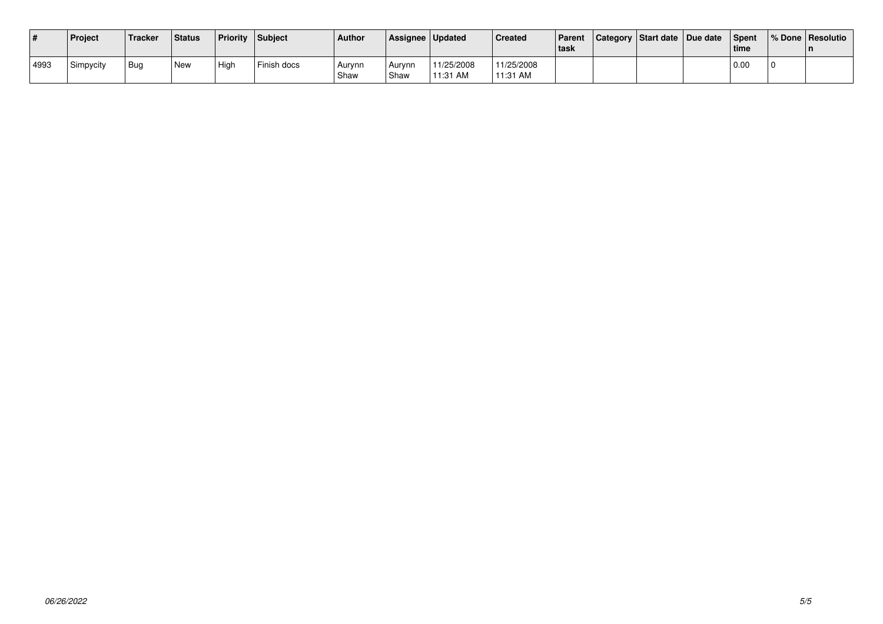| # | Project | Tracker | Status | Priority | Subject | Author | Assignee | Updated | Created | Parent task | Category | Start date | Due date | Spent time | % Done | Resolution |
|---|---|---|---|---|---|---|---|---|---|---|---|---|---|---|---|---|
| 4993 | Simpycity | Bug | New | High | Finish docs | Aurynn Shaw | Aurynn Shaw | 11/25/2008 11:31 AM | 11/25/2008 11:31 AM | | | | | 0.00 | 0 | |